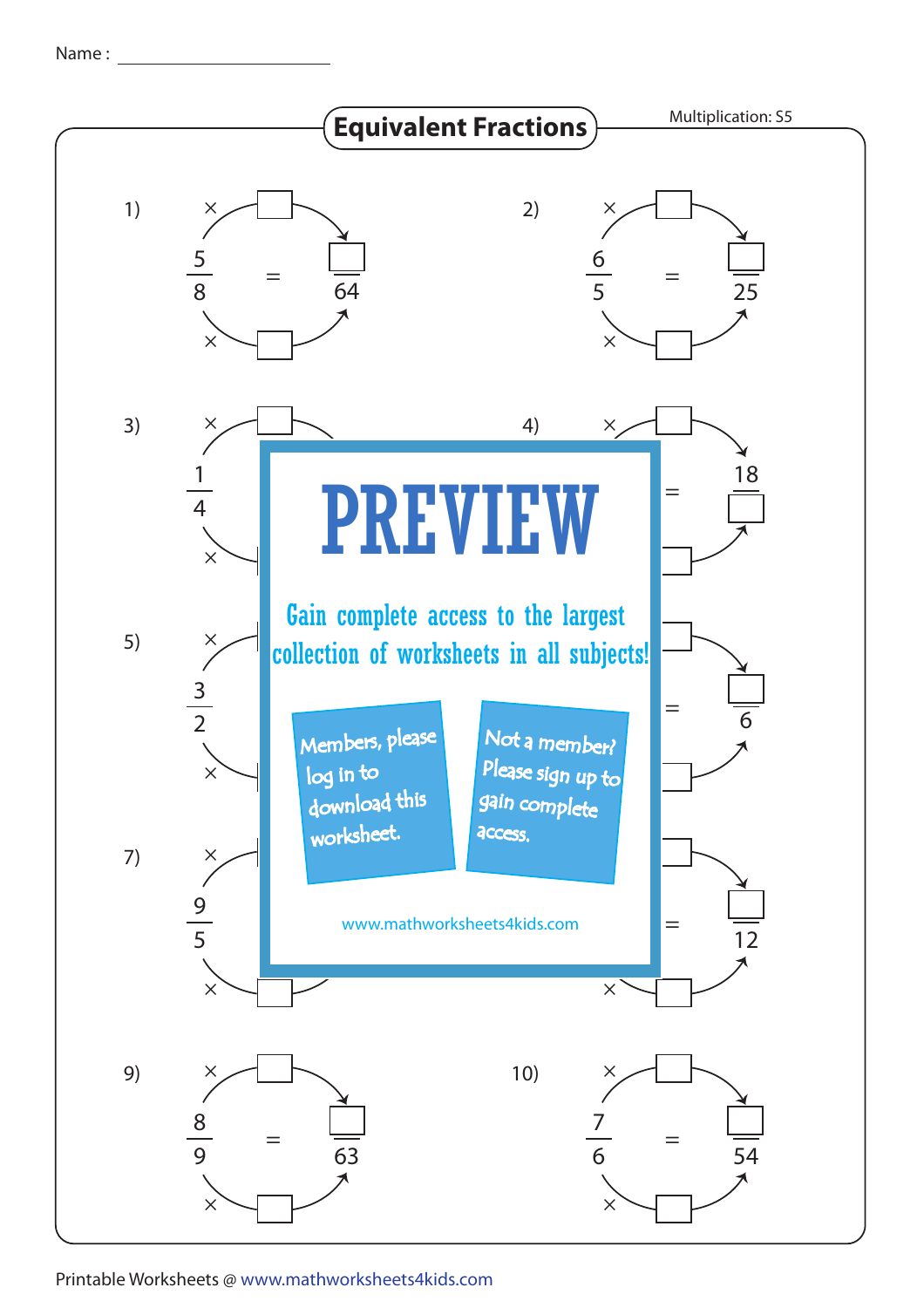Name : ____________________

# Equivalent Fractions

Multiplication: S5

1) $\frac{5}{8} = \frac{\square}{64}$ (× ☐ numerator, × ☐ denominator)

2) $\frac{6}{5} = \frac{\square}{25}$ (× ☐ numerator, × ☐ denominator)

3) $\frac{1}{4}$ = 

4) = $\frac{18}{\square}$

5) $\frac{3}{2}$ = 

6) = $\frac{\square}{6}$

7) $\frac{9}{5}$ = 

8) = $\frac{\square}{12}$

9) $\frac{8}{9} = \frac{\square}{63}$ (× ☐ numerator, × ☐ denominator)

10) $\frac{7}{6} = \frac{\square}{54}$ (× ☐ numerator, × ☐ denominator)

PREVIEW

Gain complete access to the largest collection of worksheets in all subjects!

Members, please log in to download this worksheet.

Not a member? Please sign up to gain complete access.

www.mathworksheets4kids.com

Printable Worksheets @ www.mathworksheets4kids.com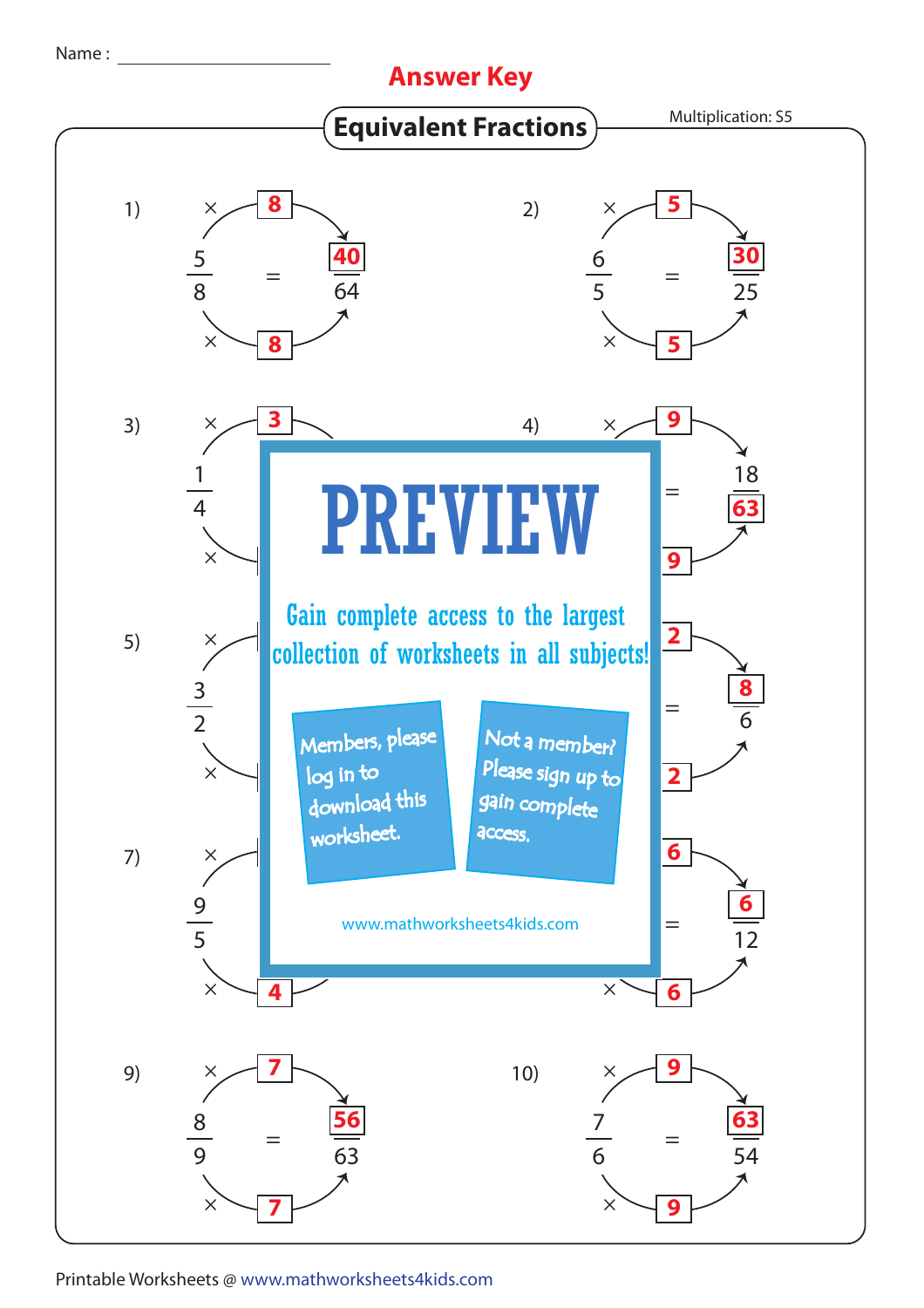Name : ______________________

**Answer Key**

# Equivalent Fractions

Multiplication: S5

1) $\frac{5}{8} = \frac{40}{64}$ (× 8, × 8)

2) $\frac{6}{5} = \frac{30}{25}$ (× 5, × 5)

3) $\frac{1}{4}$ (× 3)

4) $\frac{18}{63}$ (× 9, × 9)

5) $\frac{3}{2}$

6) $\frac{8}{6}$ (× 2, × 2)

7) $\frac{9}{5}$ (× 4)

8) $\frac{6}{12}$ (× 6, × 6)

9) $\frac{8}{9} = \frac{56}{63}$ (× 7, × 7)

10) $\frac{7}{6} = \frac{63}{54}$ (× 9, × 9)

PREVIEW

Gain complete access to the largest collection of worksheets in all subjects!

Members, please log in to download this worksheet.

Not a member? Please sign up to gain complete access.

www.mathworksheets4kids.com

Printable Worksheets @ www.mathworksheets4kids.com